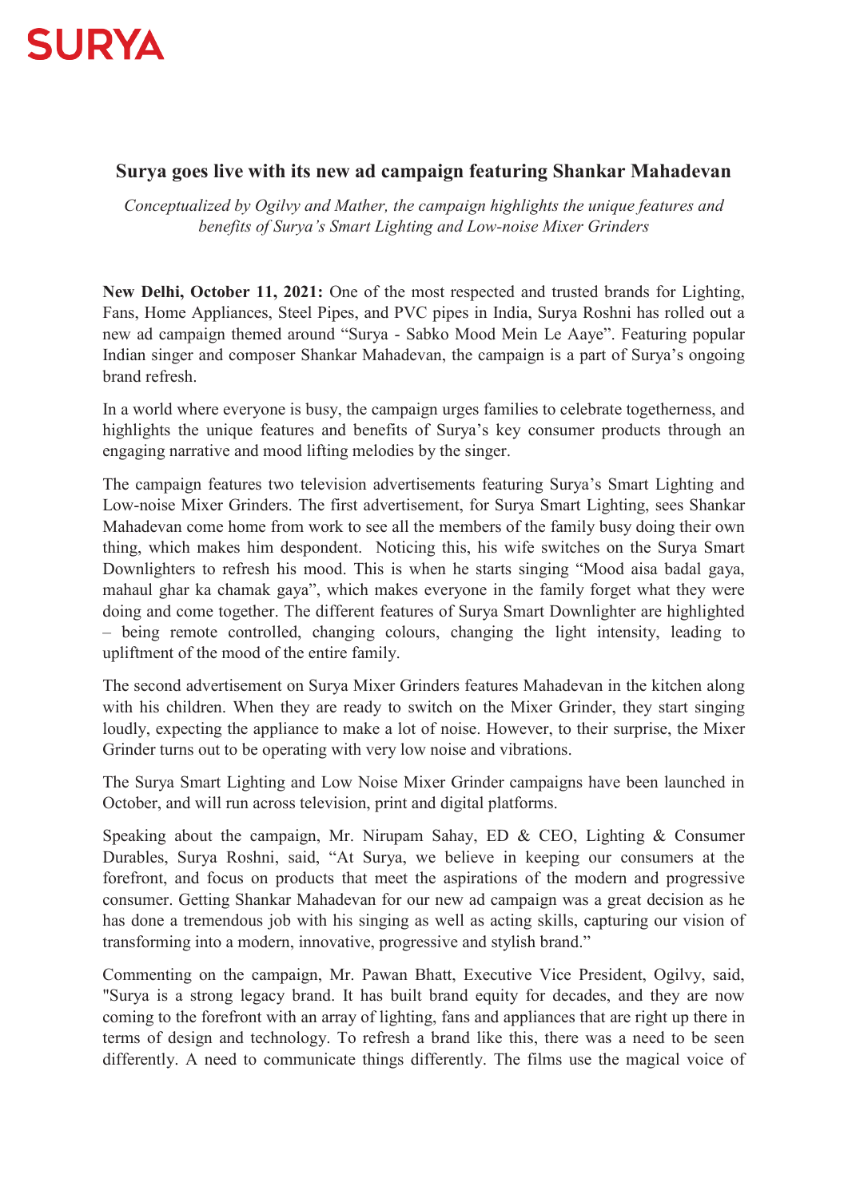SURYA

## Surya goes live with its new ad campaign featuring Shankar Mahadevan

*Conceptualized by Ogilvy and Mather, the campaign highlights the unique features and benefits of Surya's Smart Lighting and Low-noise Mixer Grinders*

**New Delhi, October 11, 2021:** One of the most respected and trusted brands for Lighting, Fans, Home Appliances, Steel Pipes, and PVC pipes in India, Surya Roshni has rolled out a new ad campaign themed around "Surya - Sabko Mood Mein Le Aaye". Featuring popular Indian singer and composer Shankar Mahadevan, the campaign is a part of Surya's ongoing brand refresh.

In a world where everyone is busy, the campaign urges families to celebrate togetherness, and highlights the unique features and benefits of Surya's key consumer products through an engaging narrative and mood lifting melodies by the singer.

The campaign features two television advertisements featuring Surya's Smart Lighting and Low-noise Mixer Grinders. The first advertisement, for Surya Smart Lighting, sees Shankar Mahadevan come home from work to see all the members of the family busy doing their own thing, which makes him despondent. Noticing this, his wife switches on the Surya Smart Downlighters to refresh his mood. This is when he starts singing "Mood aisa badal gaya, mahaul ghar ka chamak gaya", which makes everyone in the family forget what they were doing and come together. The different features of Surya Smart Downlighter are highlighted – being remote controlled, changing colours, changing the light intensity, leading to upliftment of the mood of the entire family.

The second advertisement on Surya Mixer Grinders features Mahadevan in the kitchen along with his children. When they are ready to switch on the Mixer Grinder, they start singing loudly, expecting the appliance to make a lot of noise. However, to their surprise, the Mixer Grinder turns out to be operating with very low noise and vibrations.

The Surya Smart Lighting and Low Noise Mixer Grinder campaigns have been launched in October, and will run across television, print and digital platforms.

Speaking about the campaign, Mr. Nirupam Sahay, ED & CEO, Lighting & Consumer Durables, Surya Roshni, said, "At Surya, we believe in keeping our consumers at the forefront, and focus on products that meet the aspirations of the modern and progressive consumer. Getting Shankar Mahadevan for our new ad campaign was a great decision as he has done a tremendous job with his singing as well as acting skills, capturing our vision of transforming into a modern, innovative, progressive and stylish brand."

Commenting on the campaign, Mr. Pawan Bhatt, Executive Vice President, Ogilvy, said, "Surya is a strong legacy brand. It has built brand equity for decades, and they are now coming to the forefront with an array of lighting, fans and appliances that are right up there in terms of design and technology. To refresh a brand like this, there was a need to be seen differently. A need to communicate things differently. The films use the magical voice of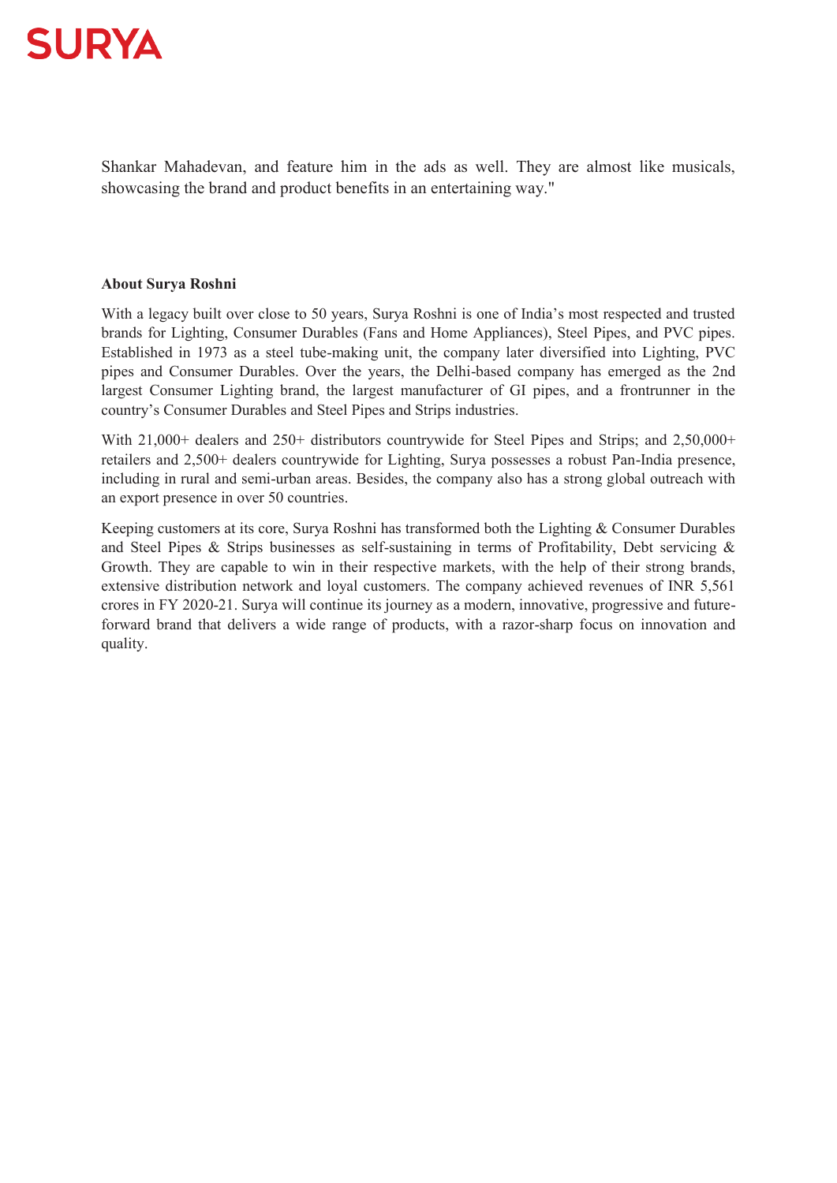Shankar Mahadevan, and feature him in the ads as well. They are almost like musicals, showcasing the brand and product benefits in an entertaining way."

**About Surya Roshni**

With a legacy built over close to 50 years, Surya Roshni is one of India's most respected and trusted brands for Lighting, Consumer Durables (Fans and Home Appliances), Steel Pipes, and PVC pipes. Established in 1973 as a steel tube-making unit, the company later diversified into Lighting, PVC pipes and Consumer Durables. Over the years, the Delhi-based company has emerged as the 2nd largest Consumer Lighting brand, the largest manufacturer of GI pipes, and a frontrunner in the country's Consumer Durables and Steel Pipes and Strips industries.

With 21,000+ dealers and 250+ distributors countrywide for Steel Pipes and Strips; and 2,50,000+ retailers and 2,500+ dealers countrywide for Lighting, Surya possesses a robust Pan-India presence, including in rural and semi-urban areas. Besides, the company also has a strong global outreach with an export presence in over 50 countries.

Keeping customers at its core, Surya Roshni has transformed both the Lighting & Consumer Durables and Steel Pipes & Strips businesses as self-sustaining in terms of Profitability, Debt servicing & Growth. They are capable to win in their respective markets, with the help of their strong brands, extensive distribution network and loyal customers. The company achieved revenues of INR 5,561 crores in FY 2020-21. Surya will continue its journey as a modern, innovative, progressive and future-forward brand that delivers a wide range of products, with a razor-sharp focus on innovation and quality.